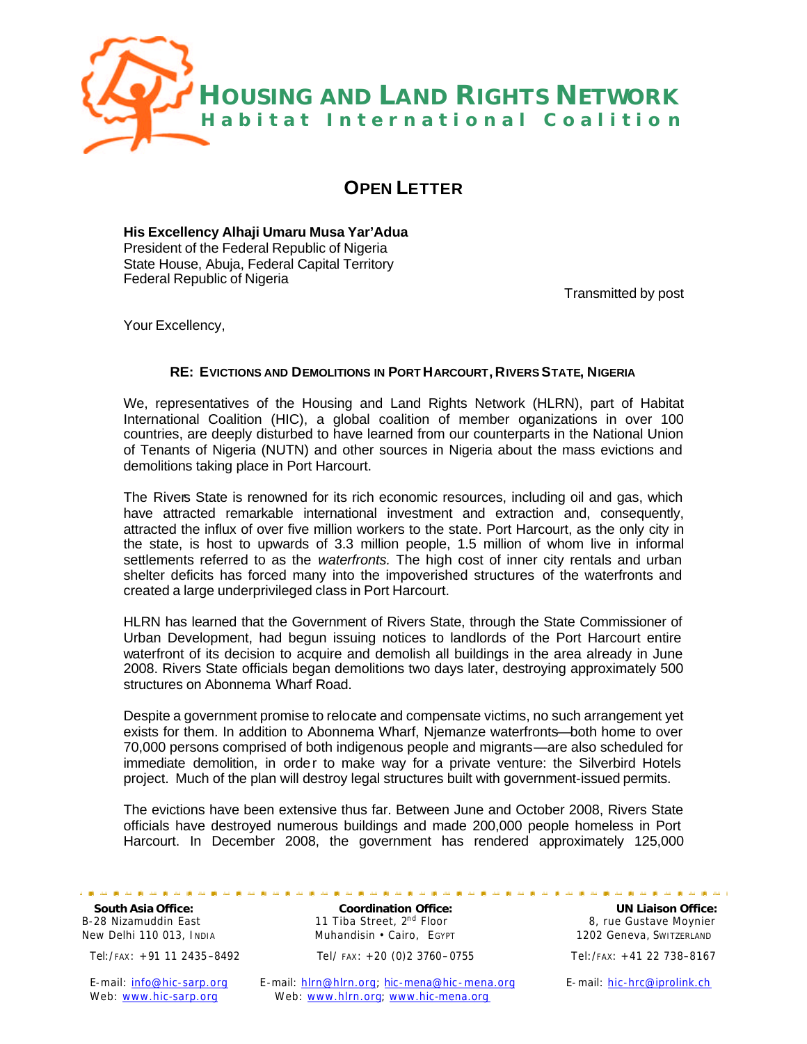**HOUSING AND LAND RIGHTS NETWORK**
**Habitat International Coalition**

# OPEN LETTER

**His Excellency Alhaji Umaru Musa Yar'Adua**
President of the Federal Republic of Nigeria
State House, Abuja, Federal Capital Territory
Federal Republic of Nigeria

Transmitted by post

Your Excellency,

**RE: EVICTIONS AND DEMOLITIONS IN PORT HARCOURT, RIVERS STATE, NIGERIA**

We, representatives of the Housing and Land Rights Network (HLRN), part of Habitat International Coalition (HIC), a global coalition of member organizations in over 100 countries, are deeply disturbed to have learned from our counterparts in the National Union of Tenants of Nigeria (NUTN) and other sources in Nigeria about the mass evictions and demolitions taking place in Port Harcourt.

The Rivers State is renowned for its rich economic resources, including oil and gas, which have attracted remarkable international investment and extraction and, consequently, attracted the influx of over five million workers to the state. Port Harcourt, as the only city in the state, is host to upwards of 3.3 million people, 1.5 million of whom live in informal settlements referred to as the *waterfronts.* The high cost of inner city rentals and urban shelter deficits has forced many into the impoverished structures of the waterfronts and created a large underprivileged class in Port Harcourt.

HLRN has learned that the Government of Rivers State, through the State Commissioner of Urban Development, had begun issuing notices to landlords of the Port Harcourt entire waterfront of its decision to acquire and demolish all buildings in the area already in June 2008. Rivers State officials began demolitions two days later, destroying approximately 500 structures on Abonnema Wharf Road.

Despite a government promise to relocate and compensate victims, no such arrangement yet exists for them. In addition to Abonnema Wharf, Njemanze waterfronts—both home to over 70,000 persons comprised of both indigenous people and migrants—are also scheduled for immediate demolition, in order to make way for a private venture: the Silverbird Hotels project. Much of the plan will destroy legal structures built with government-issued permits.

The evictions have been extensive thus far. Between June and October 2008, Rivers State officials have destroyed numerous buildings and made 200,000 people homeless in Port Harcourt. In December 2008, the government has rendered approximately 125,000

**South Asia Office:**
B-28 Nizamuddin East
New Delhi 110 013, INDIA
Tel:/FAX: +91 11 2435–8492
E-mail: info@hic-sarp.org
Web: www.hic-sarp.org

**Coordination Office:**
11 Tiba Street, 2nd Floor
Muhandisin • Cairo, EGYPT
Tel/ FAX: +20 (0)2 3760–0755
E-mail: hlrn@hlrn.org; hic-mena@hic-mena.org
Web: www.hlrn.org; www.hic-mena.org

**UN Liaison Office:**
8, rue Gustave Moynier
1202 Geneva, SWITZERLAND
Tel:/FAX: +41 22 738–8167
E-mail: hic-hrc@iprolink.ch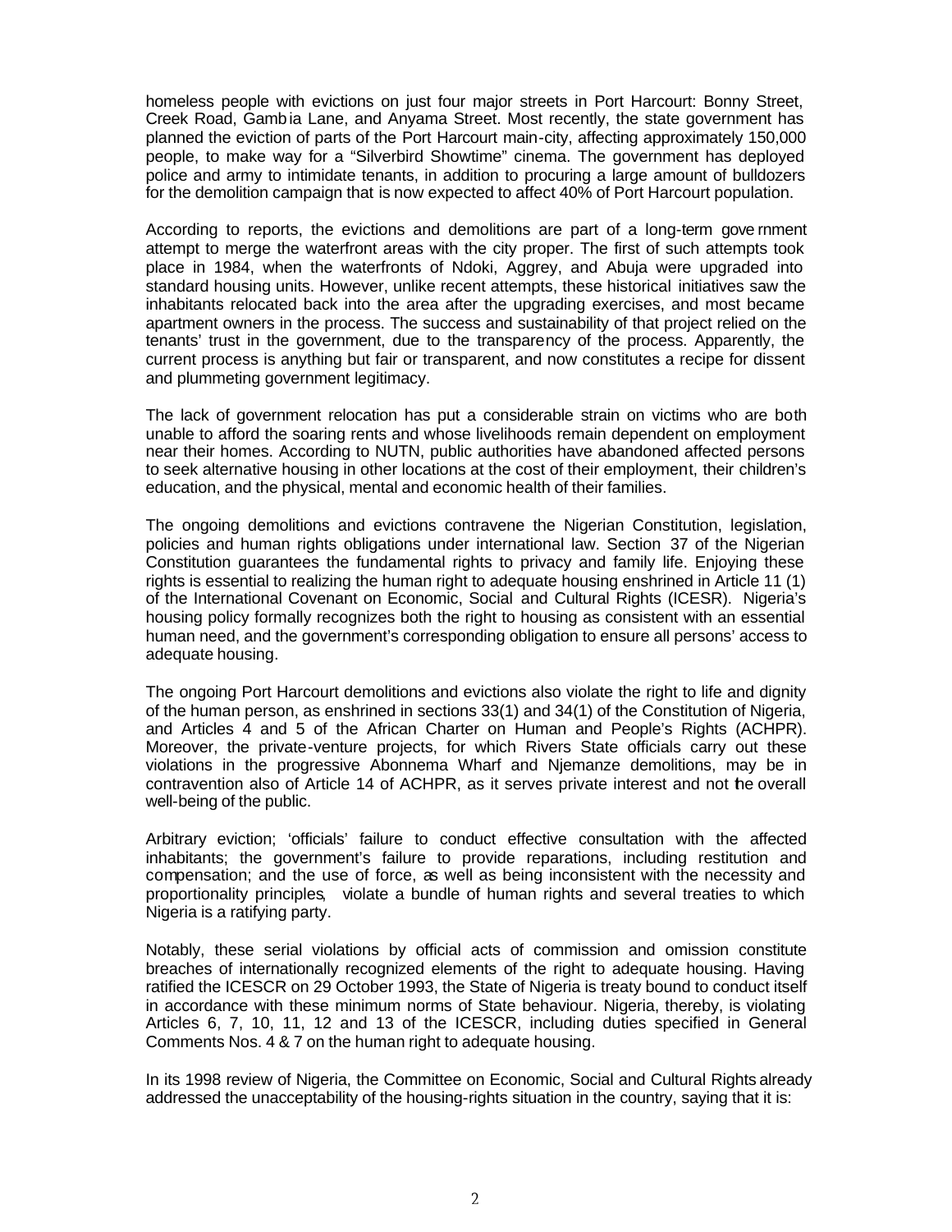homeless people with evictions on just four major streets in Port Harcourt: Bonny Street, Creek Road, Gambia Lane, and Anyama Street. Most recently, the state government has planned the eviction of parts of the Port Harcourt main-city, affecting approximately 150,000 people, to make way for a "Silverbird Showtime" cinema. The government has deployed police and army to intimidate tenants, in addition to procuring a large amount of bulldozers for the demolition campaign that is now expected to affect 40% of Port Harcourt population.

According to reports, the evictions and demolitions are part of a long-term government attempt to merge the waterfront areas with the city proper. The first of such attempts took place in 1984, when the waterfronts of Ndoki, Aggrey, and Abuja were upgraded into standard housing units. However, unlike recent attempts, these historical initiatives saw the inhabitants relocated back into the area after the upgrading exercises, and most became apartment owners in the process. The success and sustainability of that project relied on the tenants' trust in the government, due to the transparency of the process. Apparently, the current process is anything but fair or transparent, and now constitutes a recipe for dissent and plummeting government legitimacy.

The lack of government relocation has put a considerable strain on victims who are both unable to afford the soaring rents and whose livelihoods remain dependent on employment near their homes. According to NUTN, public authorities have abandoned affected persons to seek alternative housing in other locations at the cost of their employment, their children's education, and the physical, mental and economic health of their families.

The ongoing demolitions and evictions contravene the Nigerian Constitution, legislation, policies and human rights obligations under international law. Section 37 of the Nigerian Constitution guarantees the fundamental rights to privacy and family life. Enjoying these rights is essential to realizing the human right to adequate housing enshrined in Article 11 (1) of the International Covenant on Economic, Social and Cultural Rights (ICESR). Nigeria's housing policy formally recognizes both the right to housing as consistent with an essential human need, and the government's corresponding obligation to ensure all persons' access to adequate housing.

The ongoing Port Harcourt demolitions and evictions also violate the right to life and dignity of the human person, as enshrined in sections 33(1) and 34(1) of the Constitution of Nigeria, and Articles 4 and 5 of the African Charter on Human and People's Rights (ACHPR). Moreover, the private-venture projects, for which Rivers State officials carry out these violations in the progressive Abonnema Wharf and Njemanze demolitions, may be in contravention also of Article 14 of ACHPR, as it serves private interest and not the overall well-being of the public.

Arbitrary eviction; 'officials' failure to conduct effective consultation with the affected inhabitants; the government's failure to provide reparations, including restitution and compensation; and the use of force, as well as being inconsistent with the necessity and proportionality principles, violate a bundle of human rights and several treaties to which Nigeria is a ratifying party.

Notably, these serial violations by official acts of commission and omission constitute breaches of internationally recognized elements of the right to adequate housing. Having ratified the ICESCR on 29 October 1993, the State of Nigeria is treaty bound to conduct itself in accordance with these minimum norms of State behaviour. Nigeria, thereby, is violating Articles 6, 7, 10, 11, 12 and 13 of the ICESCR, including duties specified in General Comments Nos. 4 & 7 on the human right to adequate housing.

In its 1998 review of Nigeria, the Committee on Economic, Social and Cultural Rights already addressed the unacceptability of the housing-rights situation in the country, saying that it is: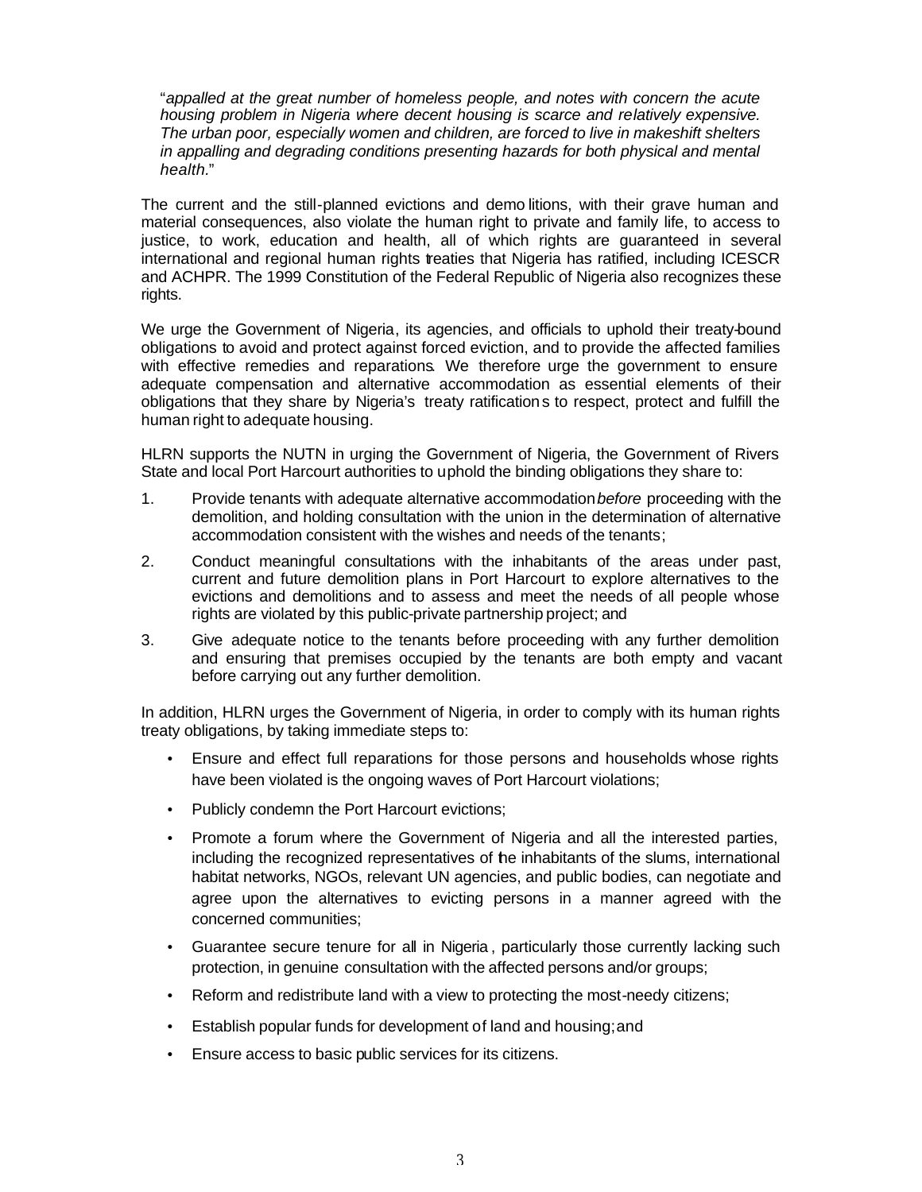"*appalled at the great number of homeless people, and notes with concern the acute housing problem in Nigeria where decent housing is scarce and relatively expensive. The urban poor, especially women and children, are forced to live in makeshift shelters in appalling and degrading conditions presenting hazards for both physical and mental health*."

The current and the still-planned evictions and demolitions, with their grave human and material consequences, also violate the human right to private and family life, to access to justice, to work, education and health, all of which rights are guaranteed in several international and regional human rights treaties that Nigeria has ratified, including ICESCR and ACHPR. The 1999 Constitution of the Federal Republic of Nigeria also recognizes these rights.

We urge the Government of Nigeria, its agencies, and officials to uphold their treaty-bound obligations to avoid and protect against forced eviction, and to provide the affected families with effective remedies and reparations. We therefore urge the government to ensure adequate compensation and alternative accommodation as essential elements of their obligations that they share by Nigeria's treaty ratifications to respect, protect and fulfill the human right to adequate housing.

HLRN supports the NUTN in urging the Government of Nigeria, the Government of Rivers State and local Port Harcourt authorities to uphold the binding obligations they share to:

1. Provide tenants with adequate alternative accommodation *before* proceeding with the demolition, and holding consultation with the union in the determination of alternative accommodation consistent with the wishes and needs of the tenants;
2. Conduct meaningful consultations with the inhabitants of the areas under past, current and future demolition plans in Port Harcourt to explore alternatives to the evictions and demolitions and to assess and meet the needs of all people whose rights are violated by this public-private partnership project; and
3. Give adequate notice to the tenants before proceeding with any further demolition and ensuring that premises occupied by the tenants are both empty and vacant before carrying out any further demolition.

In addition, HLRN urges the Government of Nigeria, in order to comply with its human rights treaty obligations, by taking immediate steps to:

- Ensure and effect full reparations for those persons and households whose rights have been violated is the ongoing waves of Port Harcourt violations;
- Publicly condemn the Port Harcourt evictions;
- Promote a forum where the Government of Nigeria and all the interested parties, including the recognized representatives of the inhabitants of the slums, international habitat networks, NGOs, relevant UN agencies, and public bodies, can negotiate and agree upon the alternatives to evicting persons in a manner agreed with the concerned communities;
- Guarantee secure tenure for all in Nigeria, particularly those currently lacking such protection, in genuine consultation with the affected persons and/or groups;
- Reform and redistribute land with a view to protecting the most-needy citizens;
- Establish popular funds for development of land and housing; and
- Ensure access to basic public services for its citizens.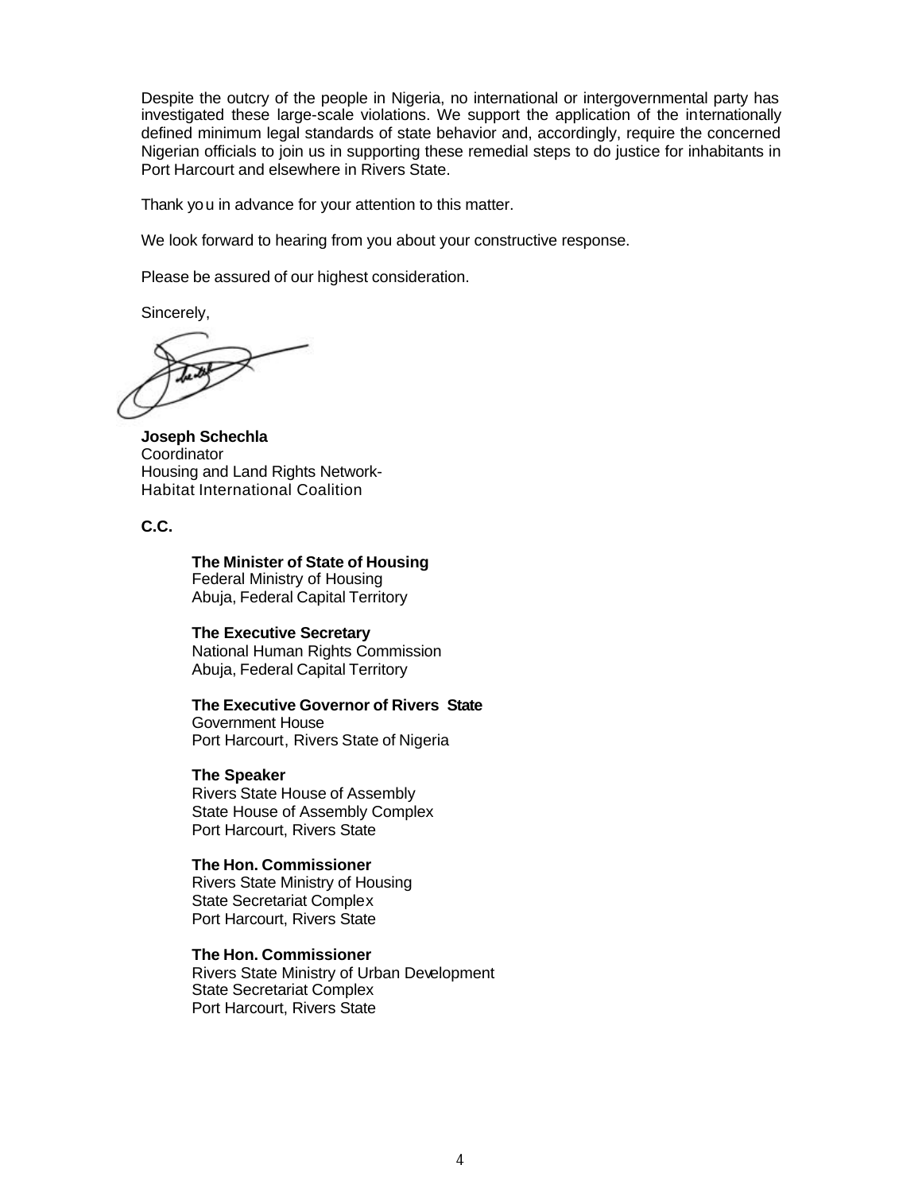Despite the outcry of the people in Nigeria, no international or intergovernmental party has investigated these large-scale violations. We support the application of the internationally defined minimum legal standards of state behavior and, accordingly, require the concerned Nigerian officials to join us in supporting these remedial steps to do justice for inhabitants in Port Harcourt and elsewhere in Rivers State.

Thank you in advance for your attention to this matter.

We look forward to hearing from you about your constructive response.

Please be assured of our highest consideration.

Sincerely,

**Joseph Schechla**
Coordinator
Housing and Land Rights Network-
Habitat International Coalition

**C.C.**

**The Minister of State of Housing**
Federal Ministry of Housing
Abuja, Federal Capital Territory

**The Executive Secretary**
National Human Rights Commission
Abuja, Federal Capital Territory

**The Executive Governor of Rivers State**
Government House
Port Harcourt, Rivers State of Nigeria

**The Speaker**
Rivers State House of Assembly
State House of Assembly Complex
Port Harcourt, Rivers State

**The Hon. Commissioner**
Rivers State Ministry of Housing
State Secretariat Complex
Port Harcourt, Rivers State

**The Hon. Commissioner**
Rivers State Ministry of Urban Development
State Secretariat Complex
Port Harcourt, Rivers State